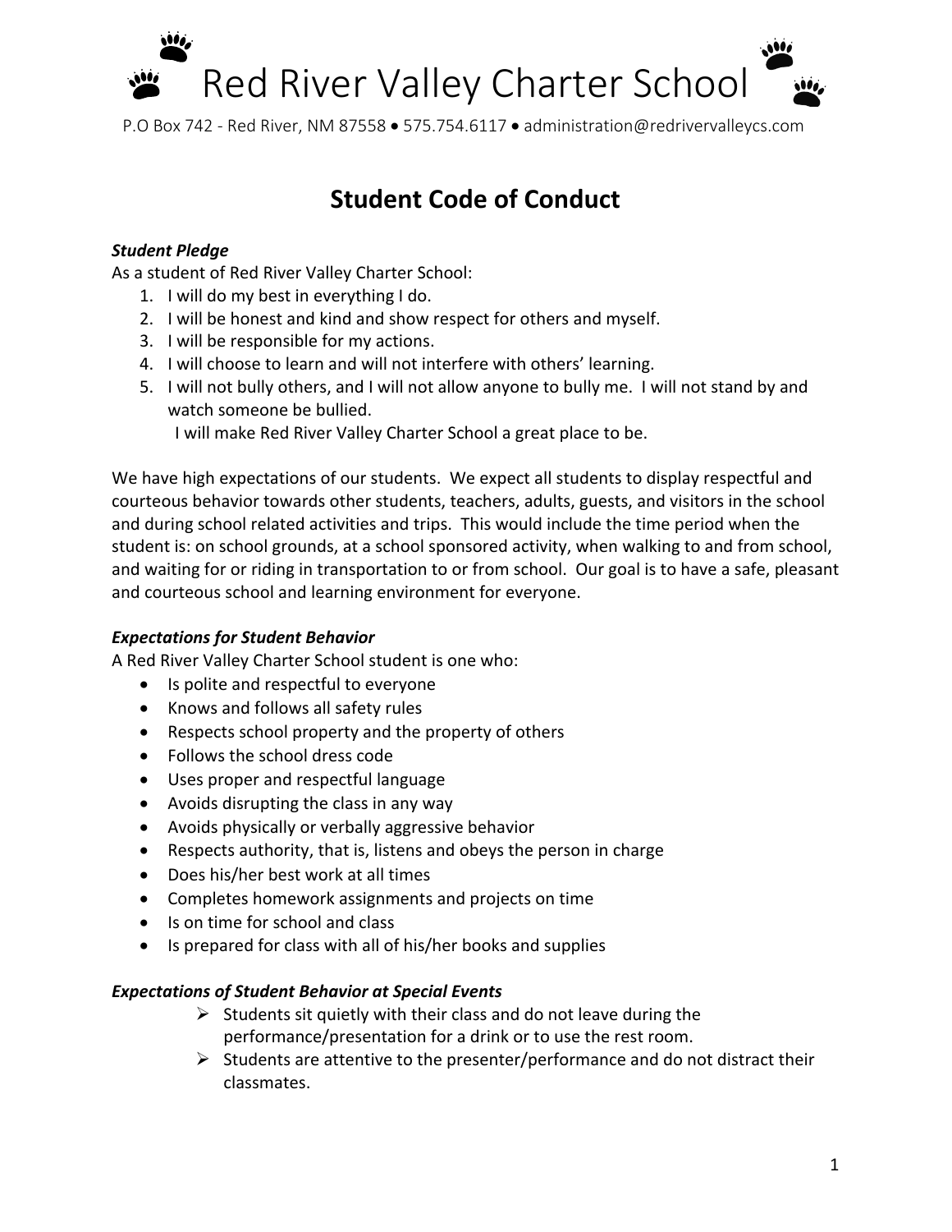# Red River Valley Charter School

P.O Box 742 - Red River, NM 87558 • 575.754.6117 • administration@redrivervalleycs.com

## Student Code of Conduct

***Student Pledge***

As a student of Red River Valley Charter School:

1. I will do my best in everything I do.
2. I will be honest and kind and show respect for others and myself.
3. I will be responsible for my actions.
4. I will choose to learn and will not interfere with others' learning.
5. I will not bully others, and I will not allow anyone to bully me. I will not stand by and watch someone be bullied.

   I will make Red River Valley Charter School a great place to be.

We have high expectations of our students. We expect all students to display respectful and courteous behavior towards other students, teachers, adults, guests, and visitors in the school and during school related activities and trips. This would include the time period when the student is: on school grounds, at a school sponsored activity, when walking to and from school, and waiting for or riding in transportation to or from school. Our goal is to have a safe, pleasant and courteous school and learning environment for everyone.

***Expectations for Student Behavior***

A Red River Valley Charter School student is one who:

- Is polite and respectful to everyone
- Knows and follows all safety rules
- Respects school property and the property of others
- Follows the school dress code
- Uses proper and respectful language
- Avoids disrupting the class in any way
- Avoids physically or verbally aggressive behavior
- Respects authority, that is, listens and obeys the person in charge
- Does his/her best work at all times
- Completes homework assignments and projects on time
- Is on time for school and class
- Is prepared for class with all of his/her books and supplies

***Expectations of Student Behavior at Special Events***

- Students sit quietly with their class and do not leave during the performance/presentation for a drink or to use the rest room.
- Students are attentive to the presenter/performance and do not distract their classmates.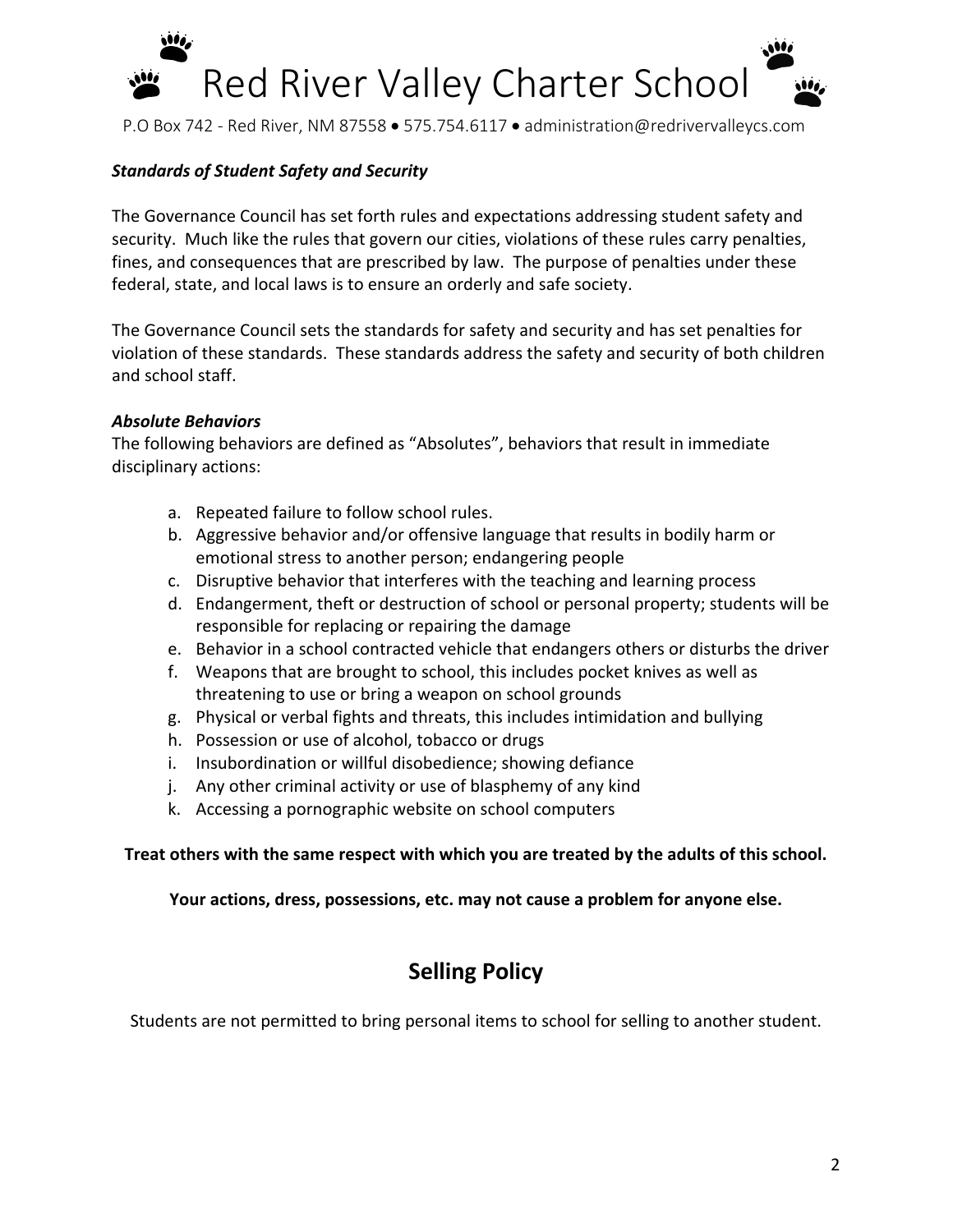***Standards of Student Safety and Security***

The Governance Council has set forth rules and expectations addressing student safety and security. Much like the rules that govern our cities, violations of these rules carry penalties, fines, and consequences that are prescribed by law. The purpose of penalties under these federal, state, and local laws is to ensure an orderly and safe society.

The Governance Council sets the standards for safety and security and has set penalties for violation of these standards. These standards address the safety and security of both children and school staff.

***Absolute Behaviors***

The following behaviors are defined as "Absolutes", behaviors that result in immediate disciplinary actions:

a. Repeated failure to follow school rules.
b. Aggressive behavior and/or offensive language that results in bodily harm or emotional stress to another person; endangering people
c. Disruptive behavior that interferes with the teaching and learning process
d. Endangerment, theft or destruction of school or personal property; students will be responsible for replacing or repairing the damage
e. Behavior in a school contracted vehicle that endangers others or disturbs the driver
f. Weapons that are brought to school, this includes pocket knives as well as threatening to use or bring a weapon on school grounds
g. Physical or verbal fights and threats, this includes intimidation and bullying
h. Possession or use of alcohol, tobacco or drugs
i. Insubordination or willful disobedience; showing defiance
j. Any other criminal activity or use of blasphemy of any kind
k. Accessing a pornographic website on school computers

**Treat others with the same respect with which you are treated by the adults of this school.**

**Your actions, dress, possessions, etc. may not cause a problem for anyone else.**

## Selling Policy

Students are not permitted to bring personal items to school for selling to another student.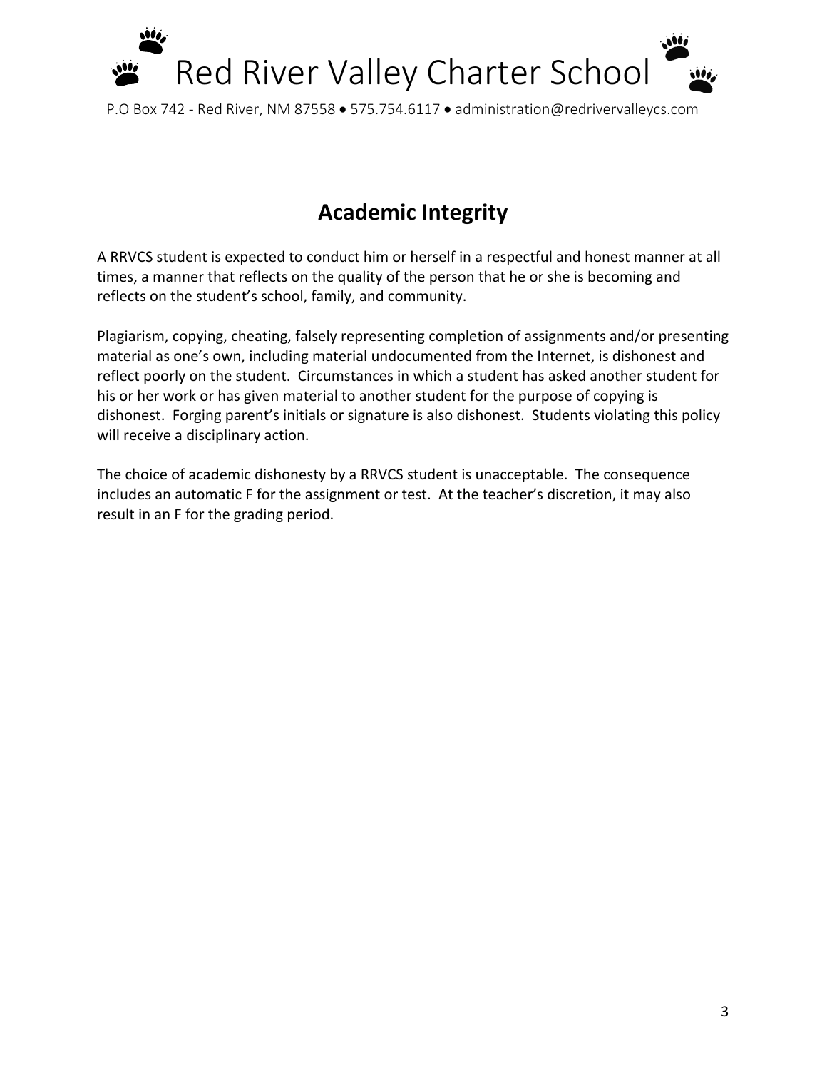# Red River Valley Charter School

P.O Box 742 - Red River, NM 87558 • 575.754.6117 • administration@redrivervalleycs.com

## Academic Integrity

A RRVCS student is expected to conduct him or herself in a respectful and honest manner at all times, a manner that reflects on the quality of the person that he or she is becoming and reflects on the student's school, family, and community.

Plagiarism, copying, cheating, falsely representing completion of assignments and/or presenting material as one's own, including material undocumented from the Internet, is dishonest and reflect poorly on the student. Circumstances in which a student has asked another student for his or her work or has given material to another student for the purpose of copying is dishonest. Forging parent's initials or signature is also dishonest. Students violating this policy will receive a disciplinary action.

The choice of academic dishonesty by a RRVCS student is unacceptable. The consequence includes an automatic F for the assignment or test. At the teacher's discretion, it may also result in an F for the grading period.